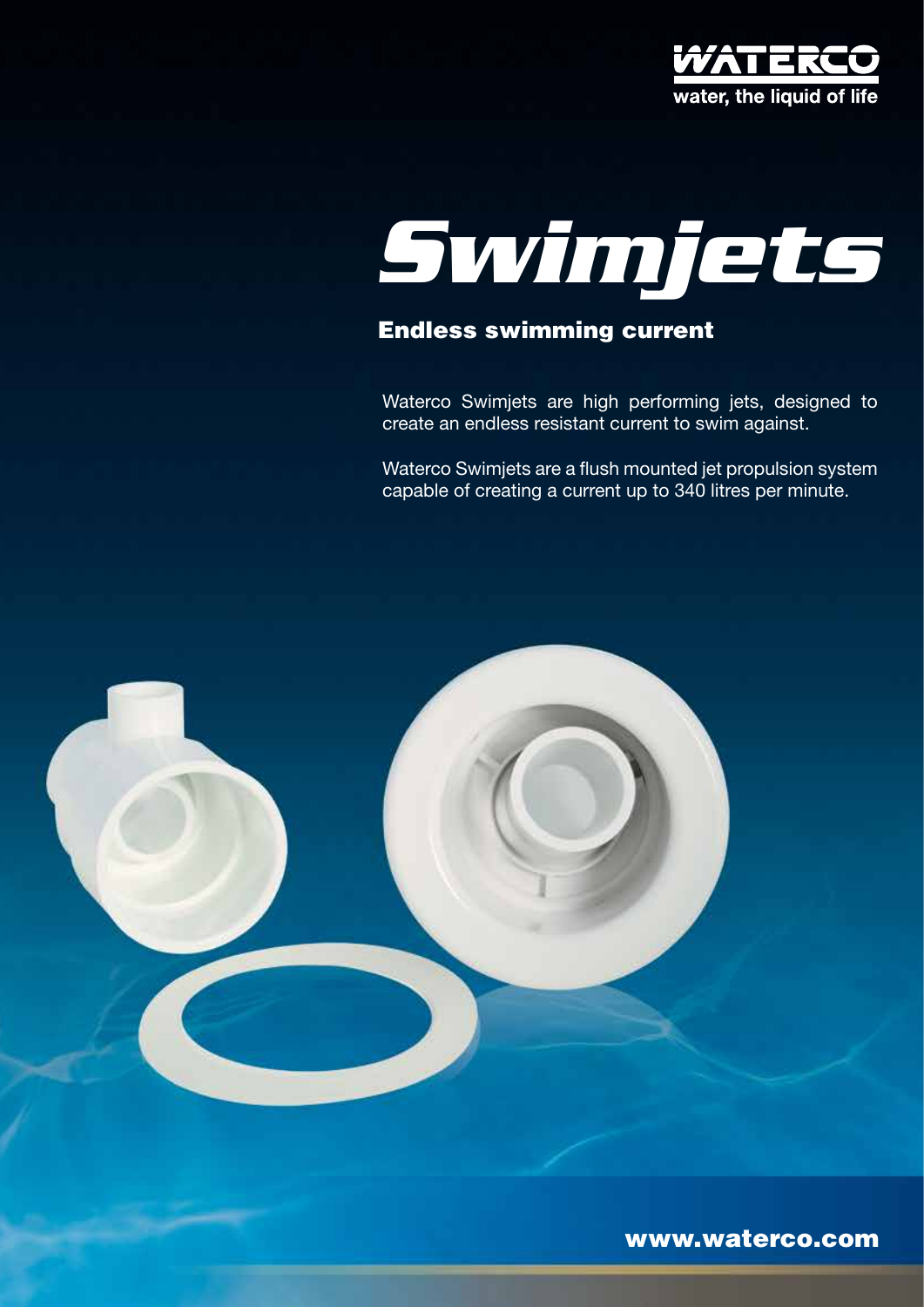WATERCO

water, the liquid of life

# Swimjets

## Endless swimming current

Waterco Swimjets are high performing jets, designed to create an endless resistant current to swim against.

Waterco Swimjets are a flush mounted jet propulsion system capable of creating a current up to 340 litres per minute.

www.waterco.com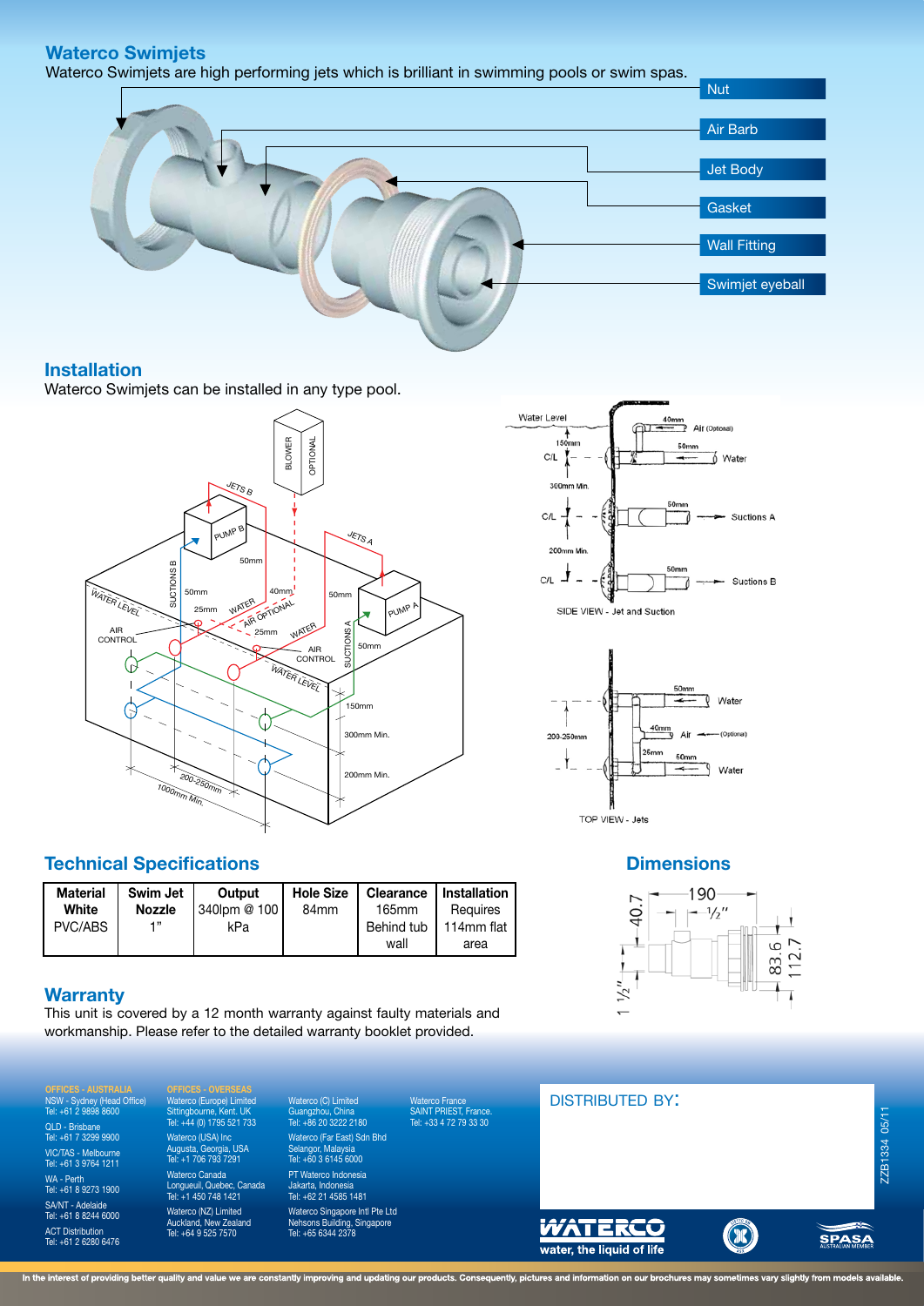## Waterco Swimjets

Waterco Swimjets are high performing jets which is brilliant in swimming pools or swim spas.

Nut

Air Barb

Jet Body

Gasket

Wall Fitting

Swimjet eyeball

## Installation

Waterco Swimjets can be installed in any type pool.

BLOWER
OPTIONAL
JETS B
PUMP B
JETS A
PUMP A
SUCTIONS B
SUCTIONS A
WATER LEVEL
AIR CONTROL
WATER
AIR OPTIONAL
50mm
40mm
25mm
150mm
300mm Min.
200mm Min.
200-250mm
1000mm Min.

Water Level
40mm
Air (Optional)
150mm
50mm
C/L
Water
300mm Min.
50mm
Suctions A
200mm Min.
Suctions B
SIDE VIEW - Jet and Suction

50mm
Water
40mm
Air (Optional)
200-250mm
25mm
50mm
Water
TOP VIEW - Jets

## Technical Specifications

| Material | Swim Jet Nozzle | Output | Hole Size | Clearance | Installation |
|---|---|---|---|---|---|
| White PVC/ABS | 1" | 340lpm @ 100 kPa | 84mm | 165mm Behind tub wall | Requires 114mm flat area |

## Dimensions

190
½"
40.7
1 ½"
83.6
112.7

## Warranty

This unit is covered by a 12 month warranty against faulty materials and workmanship. Please refer to the detailed warranty booklet provided.

**OFFICES - AUSTRALIA**
NSW - Sydney (Head Office)
Tel: +61 2 9898 8600
QLD - Brisbane
Tel: +61 7 3299 9900
VIC/TAS - Melbourne
Tel: +61 3 9764 1211
WA - Perth
Tel: +61 8 9273 1900
SA/NT - Adelaide
Tel: +61 8 8244 6000
ACT Distribution
Tel: +61 2 6280 6476

**OFFICES - OVERSEAS**
Waterco (Europe) Limited
Sittingbourne, Kent. UK
Tel: +44 (0) 1795 521 733
Waterco (USA) Inc
Augusta, Georgia, USA
Tel: +1 706 793 7291
Waterco Canada
Longueuil, Quebec, Canada
Tel: +1 450 748 1421
Waterco (NZ) Limited
Auckland, New Zealand
Tel: +64 9 525 7570

Waterco (C) Limited
Guangzhou, China
Tel: +86 20 3222 2180
Waterco (Far East) Sdn Bhd
Selangor, Malaysia
Tel: +60 3 6145 6000
PT Waterco Indonesia
Jakarta, Indonesia
Tel: +62 21 4585 1481
Waterco Singapore Intl Pte Ltd
Nehsons Building, Singapore
Tel: +65 6344 2378

Waterco France
SAINT PRIEST, France.
Tel: +33 4 72 79 33 30

DISTRIBUTED BY:

WATERCO
water, the liquid of life

SPASA AUSTRALIAN MEMBER

ZZB1334 05/11

In the interest of providing better quality and value we are constantly improving and updating our products. Consequently, pictures and information on our brochures may sometimes vary slightly from models available.